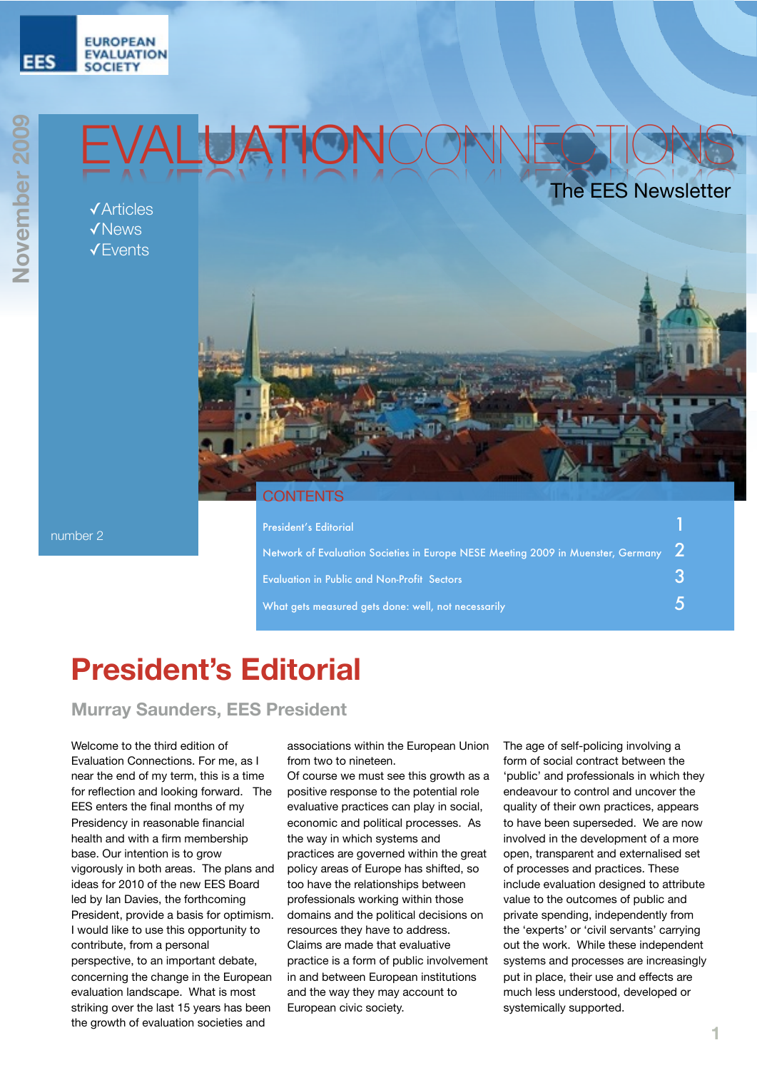EUROPEAN EVALUATION SOCIETY

November 2009

# EVALUATIONCONNECTIONS

The EES Newsletter

✓Articles
✓News
✓Events

number 2

## CONTENTS

| | |
|---|---|
| President's Editorial | 1 |
| Network of Evaluation Societies in Europe NESE Meeting 2009 in Muenster, Germany | 2 |
| Evaluation in Public and Non-Profit Sectors | 3 |
| What gets measured gets done: well, not necessarily | 5 |

# President's Editorial

### Murray Saunders, EES President

Welcome to the third edition of Evaluation Connections. For me, as I near the end of my term, this is a time for reflection and looking forward. The EES enters the final months of my Presidency in reasonable financial health and with a firm membership base. Our intention is to grow vigorously in both areas. The plans and ideas for 2010 of the new EES Board led by Ian Davies, the forthcoming President, provide a basis for optimism. I would like to use this opportunity to contribute, from a personal perspective, to an important debate, concerning the change in the European evaluation landscape. What is most striking over the last 15 years has been the growth of evaluation societies and associations within the European Union from two to nineteen.
Of course we must see this growth as a positive response to the potential role evaluative practices can play in social, economic and political processes. As the way in which systems and practices are governed within the great policy areas of Europe has shifted, so too have the relationships between professionals working within those domains and the political decisions on resources they have to address. Claims are made that evaluative practice is a form of public involvement in and between European institutions and the way they may account to European civic society.

The age of self-policing involving a form of social contract between the 'public' and professionals in which they endeavour to control and uncover the quality of their own practices, appears to have been superseded. We are now involved in the development of a more open, transparent and externalised set of processes and practices. These include evaluation designed to attribute value to the outcomes of public and private spending, independently from the 'experts' or 'civil servants' carrying out the work. While these independent systems and processes are increasingly put in place, their use and effects are much less understood, developed or systemically supported.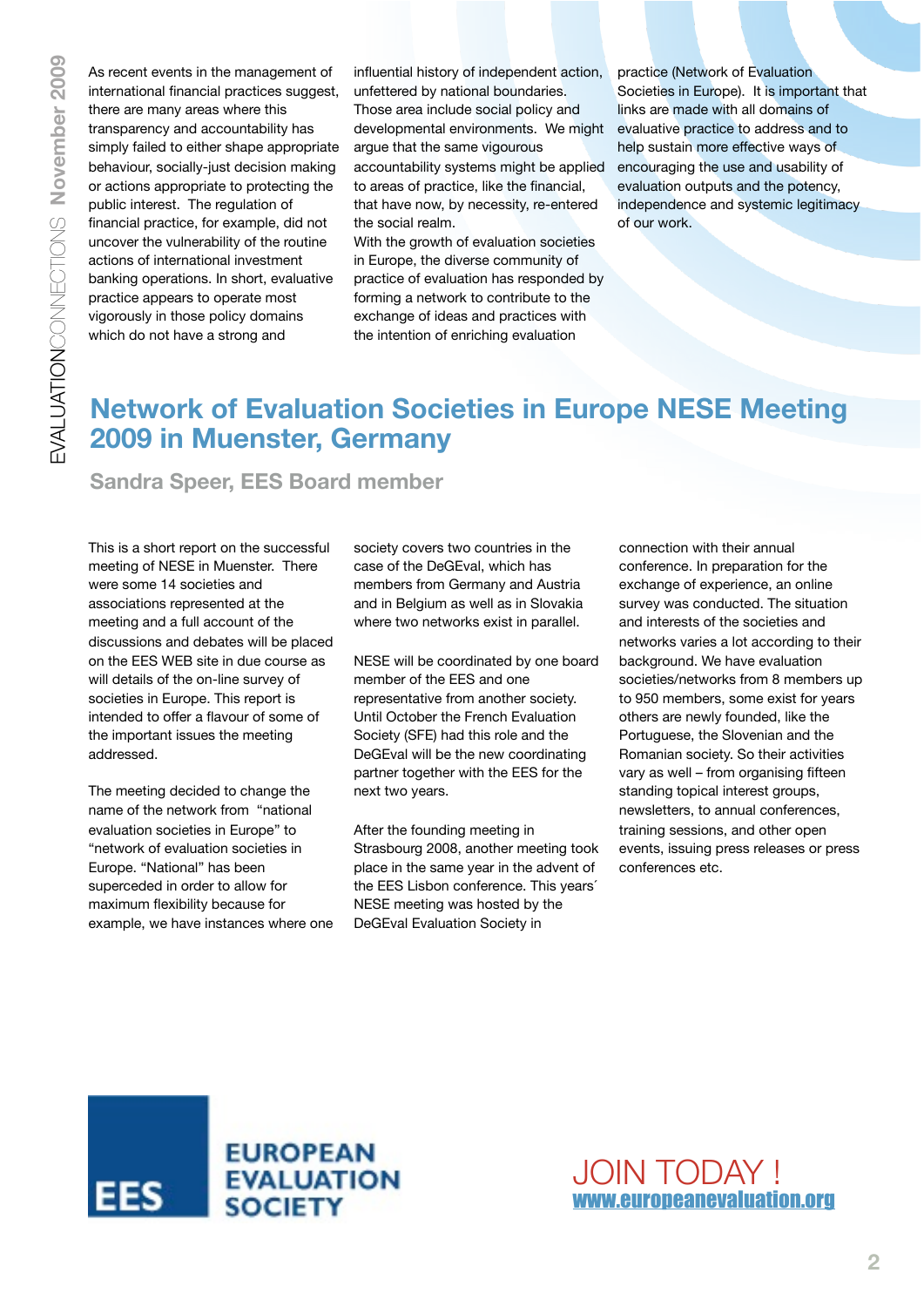As recent events in the management of international financial practices suggest, there are many areas where this transparency and accountability has simply failed to either shape appropriate behaviour, socially-just decision making or actions appropriate to protecting the public interest. The regulation of financial practice, for example, did not uncover the vulnerability of the routine actions of international investment banking operations. In short, evaluative practice appears to operate most vigorously in those policy domains which do not have a strong and influential history of independent action, unfettered by national boundaries. Those area include social policy and developmental environments. We might argue that the same vigourous accountability systems might be applied to areas of practice, like the financial, that have now, by necessity, re-entered the social realm.

With the growth of evaluation societies in Europe, the diverse community of practice of evaluation has responded by forming a network to contribute to the exchange of ideas and practices with the intention of enriching evaluation practice (Network of Evaluation Societies in Europe). It is important that links are made with all domains of evaluative practice to address and to help sustain more effective ways of encouraging the use and usability of evaluation outputs and the potency, independence and systemic legitimacy of our work.

## Network of Evaluation Societies in Europe NESE Meeting 2009 in Muenster, Germany

### Sandra Speer, EES Board member

This is a short report on the successful meeting of NESE in Muenster. There were some 14 societies and associations represented at the meeting and a full account of the discussions and debates will be placed on the EES WEB site in due course as will details of the on-line survey of societies in Europe. This report is intended to offer a flavour of some of the important issues the meeting addressed.

The meeting decided to change the name of the network from "national evaluation societies in Europe" to "network of evaluation societies in Europe. "National" has been superceded in order to allow for maximum flexibility because for example, we have instances where one society covers two countries in the case of the DeGEval, which has members from Germany and Austria and in Belgium as well as in Slovakia where two networks exist in parallel.

NESE will be coordinated by one board member of the EES and one representative from another society. Until October the French Evaluation Society (SFE) had this role and the DeGEval will be the new coordinating partner together with the EES for the next two years.

After the founding meeting in Strasbourg 2008, another meeting took place in the same year in the advent of the EES Lisbon conference. This years´ NESE meeting was hosted by the DeGEval Evaluation Society in connection with their annual conference. In preparation for the exchange of experience, an online survey was conducted. The situation and interests of the societies and networks varies a lot according to their background. We have evaluation societies/networks from 8 members up to 950 members, some exist for years others are newly founded, like the Portuguese, the Slovenian and the Romanian society. So their activities vary as well – from organising fifteen standing topical interest groups, newsletters, to annual conferences, training sessions, and other open events, issuing press releases or press conferences etc.

EES EUROPEAN EVALUATION SOCIETY

JOIN TODAY !
www.europeanevaluation.org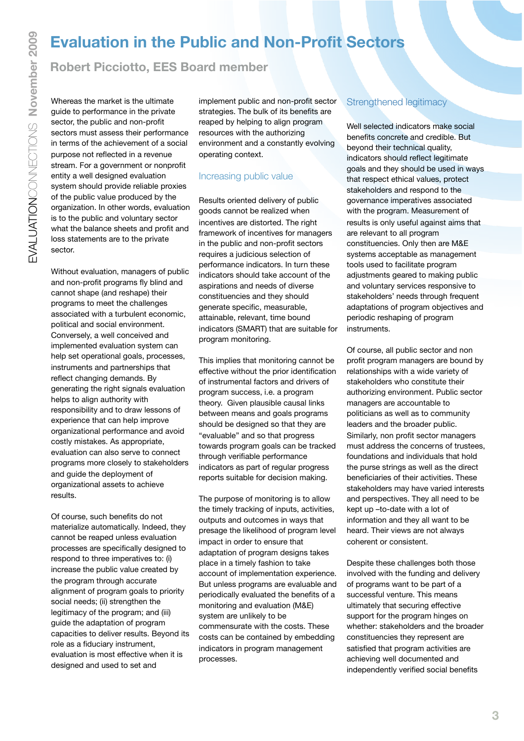# Evaluation in the Public and Non-Profit Sectors

## Robert Picciotto, EES Board member

Whereas the market is the ultimate guide to performance in the private sector, the public and non-profit sectors must assess their performance in terms of the achievement of a social purpose not reflected in a revenue stream. For a government or nonprofit entity a well designed evaluation system should provide reliable proxies of the public value produced by the organization. In other words, evaluation is to the public and voluntary sector what the balance sheets and profit and loss statements are to the private sector.

Without evaluation, managers of public and non-profit programs fly blind and cannot shape (and reshape) their programs to meet the challenges associated with a turbulent economic, political and social environment. Conversely, a well conceived and implemented evaluation system can help set operational goals, processes, instruments and partnerships that reflect changing demands. By generating the right signals evaluation helps to align authority with responsibility and to draw lessons of experience that can help improve organizational performance and avoid costly mistakes. As appropriate, evaluation can also serve to connect programs more closely to stakeholders and guide the deployment of organizational assets to achieve results.

Of course, such benefits do not materialize automatically. Indeed, they cannot be reaped unless evaluation processes are specifically designed to respond to three imperatives to: (i) increase the public value created by the program through accurate alignment of program goals to priority social needs; (ii) strengthen the legitimacy of the program; and (iii) guide the adaptation of program capacities to deliver results. Beyond its role as a fiduciary instrument, evaluation is most effective when it is designed and used to set and implement public and non-profit sector strategies. The bulk of its benefits are reaped by helping to align program resources with the authorizing environment and a constantly evolving operating context.

### Increasing public value

Results oriented delivery of public goods cannot be realized when incentives are distorted. The right framework of incentives for managers in the public and non-profit sectors requires a judicious selection of performance indicators. In turn these indicators should take account of the aspirations and needs of diverse constituencies and they should generate specific, measurable, attainable, relevant, time bound indicators (SMART) that are suitable for program monitoring.

This implies that monitoring cannot be effective without the prior identification of instrumental factors and drivers of program success, i.e. a program theory. Given plausible causal links between means and goals programs should be designed so that they are "evaluable" and so that progress towards program goals can be tracked through verifiable performance indicators as part of regular progress reports suitable for decision making.

The purpose of monitoring is to allow the timely tracking of inputs, activities, outputs and outcomes in ways that presage the likelihood of program level impact in order to ensure that adaptation of program designs takes place in a timely fashion to take account of implementation experience. But unless programs are evaluable and periodically evaluated the benefits of a monitoring and evaluation (M&E) system are unlikely to be commensurate with the costs. These costs can be contained by embedding indicators in program management processes.

### Strengthened legitimacy

Well selected indicators make social benefits concrete and credible. But beyond their technical quality, indicators should reflect legitimate goals and they should be used in ways that respect ethical values, protect stakeholders and respond to the governance imperatives associated with the program. Measurement of results is only useful against aims that are relevant to all program constituencies. Only then are M&E systems acceptable as management tools used to facilitate program adjustments geared to making public and voluntary services responsive to stakeholders' needs through frequent adaptations of program objectives and periodic reshaping of program instruments.

Of course, all public sector and non profit program managers are bound by relationships with a wide variety of stakeholders who constitute their authorizing environment. Public sector managers are accountable to politicians as well as to community leaders and the broader public. Similarly, non profit sector managers must address the concerns of trustees, foundations and individuals that hold the purse strings as well as the direct beneficiaries of their activities. These stakeholders may have varied interests and perspectives. They all need to be kept up –to-date with a lot of information and they all want to be heard. Their views are not always coherent or consistent.

Despite these challenges both those involved with the funding and delivery of programs want to be part of a successful venture. This means ultimately that securing effective support for the program hinges on whether: stakeholders and the broader constituencies they represent are satisfied that program activities are achieving well documented and independently verified social benefits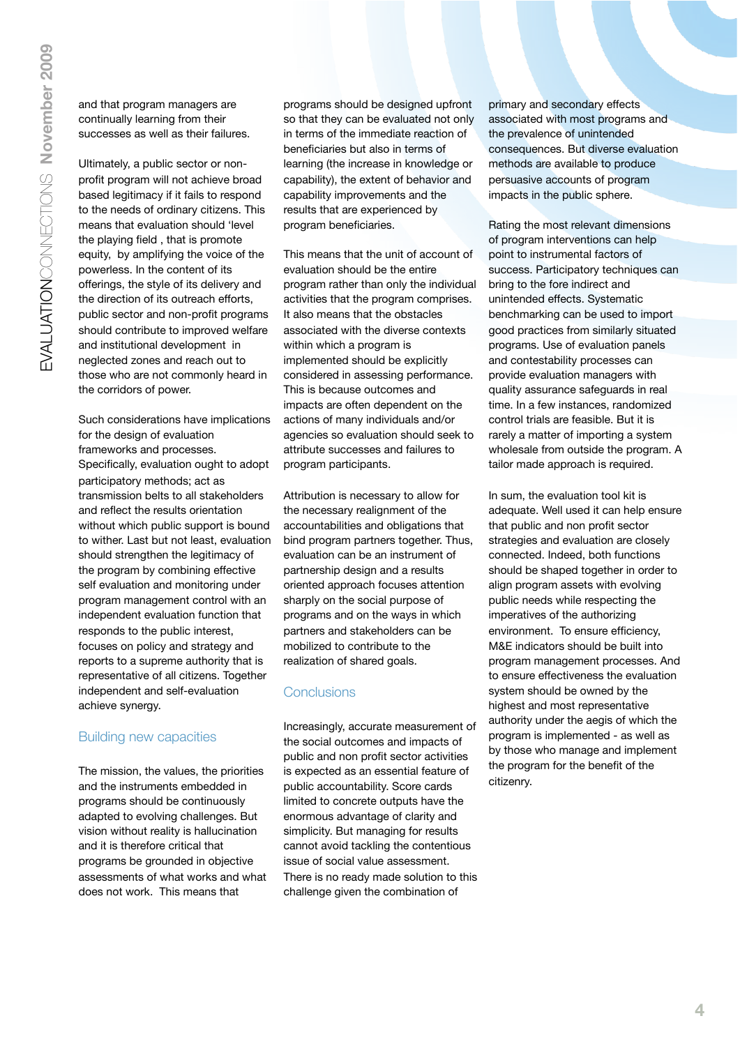and that program managers are continually learning from their successes as well as their failures.

Ultimately, a public sector or non-profit program will not achieve broad based legitimacy if it fails to respond to the needs of ordinary citizens. This means that evaluation should 'level the playing field , that is promote equity, by amplifying the voice of the powerless. In the content of its offerings, the style of its delivery and the direction of its outreach efforts, public sector and non-profit programs should contribute to improved welfare and institutional development in neglected zones and reach out to those who are not commonly heard in the corridors of power.

Such considerations have implications for the design of evaluation frameworks and processes. Specifically, evaluation ought to adopt participatory methods; act as transmission belts to all stakeholders and reflect the results orientation without which public support is bound to wither. Last but not least, evaluation should strengthen the legitimacy of the program by combining effective self evaluation and monitoring under program management control with an independent evaluation function that responds to the public interest, focuses on policy and strategy and reports to a supreme authority that is representative of all citizens. Together independent and self-evaluation achieve synergy.

## Building new capacities

The mission, the values, the priorities and the instruments embedded in programs should be continuously adapted to evolving challenges. But vision without reality is hallucination and it is therefore critical that programs be grounded in objective assessments of what works and what does not work. This means that programs should be designed upfront so that they can be evaluated not only in terms of the immediate reaction of beneficiaries but also in terms of learning (the increase in knowledge or capability), the extent of behavior and capability improvements and the results that are experienced by program beneficiaries.

This means that the unit of account of evaluation should be the entire program rather than only the individual activities that the program comprises. It also means that the obstacles associated with the diverse contexts within which a program is implemented should be explicitly considered in assessing performance. This is because outcomes and impacts are often dependent on the actions of many individuals and/or agencies so evaluation should seek to attribute successes and failures to program participants.

Attribution is necessary to allow for the necessary realignment of the accountabilities and obligations that bind program partners together. Thus, evaluation can be an instrument of partnership design and a results oriented approach focuses attention sharply on the social purpose of programs and on the ways in which partners and stakeholders can be mobilized to contribute to the realization of shared goals.

## Conclusions

Increasingly, accurate measurement of the social outcomes and impacts of public and non profit sector activities is expected as an essential feature of public accountability. Score cards limited to concrete outputs have the enormous advantage of clarity and simplicity. But managing for results cannot avoid tackling the contentious issue of social value assessment. There is no ready made solution to this challenge given the combination of primary and secondary effects associated with most programs and the prevalence of unintended consequences. But diverse evaluation methods are available to produce persuasive accounts of program impacts in the public sphere.

Rating the most relevant dimensions of program interventions can help point to instrumental factors of success. Participatory techniques can bring to the fore indirect and unintended effects. Systematic benchmarking can be used to import good practices from similarly situated programs. Use of evaluation panels and contestability processes can provide evaluation managers with quality assurance safeguards in real time. In a few instances, randomized control trials are feasible. But it is rarely a matter of importing a system wholesale from outside the program. A tailor made approach is required.

In sum, the evaluation tool kit is adequate. Well used it can help ensure that public and non profit sector strategies and evaluation are closely connected. Indeed, both functions should be shaped together in order to align program assets with evolving public needs while respecting the imperatives of the authorizing environment. To ensure efficiency, M&E indicators should be built into program management processes. And to ensure effectiveness the evaluation system should be owned by the highest and most representative authority under the aegis of which the program is implemented - as well as by those who manage and implement the program for the benefit of the citizenry.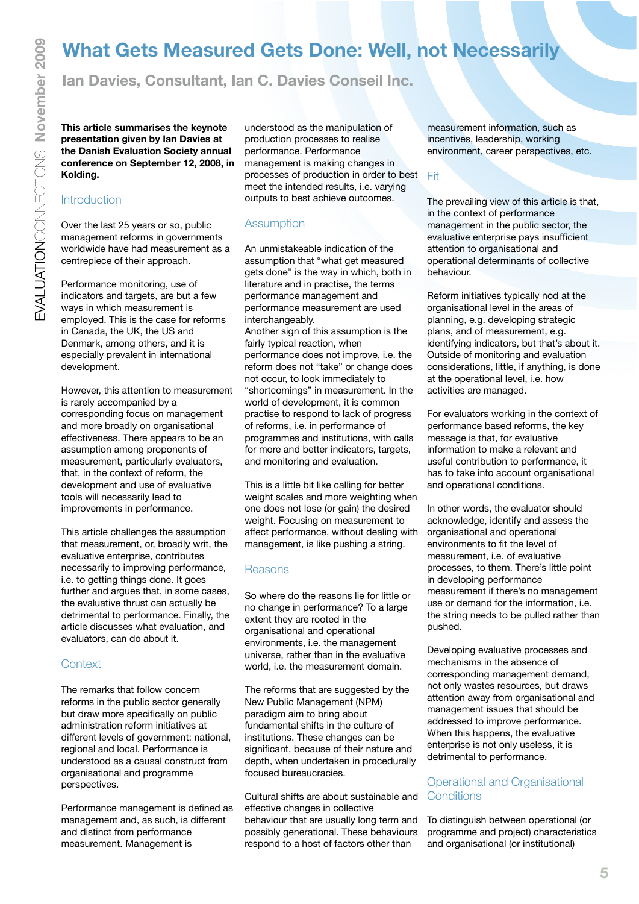# What Gets Measured Gets Done: Well, not Necessarily

## Ian Davies, Consultant, Ian C. Davies Conseil Inc.

**This article summarises the keynote presentation given by Ian Davies at the Danish Evaluation Society annual conference on September 12, 2008, in Kolding.**

### Introduction

Over the last 25 years or so, public management reforms in governments worldwide have had measurement as a centrepiece of their approach.

Performance monitoring, use of indicators and targets, are but a few ways in which measurement is employed. This is the case for reforms in Canada, the UK, the US and Denmark, among others, and it is especially prevalent in international development.

However, this attention to measurement is rarely accompanied by a corresponding focus on management and more broadly on organisational effectiveness. There appears to be an assumption among proponents of measurement, particularly evaluators, that, in the context of reform, the development and use of evaluative tools will necessarily lead to improvements in performance.

This article challenges the assumption that measurement, or, broadly writ, the evaluative enterprise, contributes necessarily to improving performance, i.e. to getting things done. It goes further and argues that, in some cases, the evaluative thrust can actually be detrimental to performance. Finally, the article discusses what evaluation, and evaluators, can do about it.

### Context

The remarks that follow concern reforms in the public sector generally but draw more specifically on public administration reform initiatives at different levels of government: national, regional and local. Performance is understood as a causal construct from organisational and programme perspectives.

Performance management is defined as management and, as such, is different and distinct from performance measurement. Management is understood as the manipulation of production processes to realise performance. Performance management is making changes in processes of production in order to best meet the intended results, i.e. varying outputs to best achieve outcomes.

### Assumption

An unmistakeable indication of the assumption that "what get measured gets done" is the way in which, both in literature and in practise, the terms performance management and performance measurement are used interchangeably.
Another sign of this assumption is the fairly typical reaction, when performance does not improve, i.e. the reform does not "take" or change does not occur, to look immediately to "shortcomings" in measurement. In the world of development, it is common practise to respond to lack of progress of reforms, i.e. in performance of programmes and institutions, with calls for more and better indicators, targets, and monitoring and evaluation.

This is a little bit like calling for better weight scales and more weighting when one does not lose (or gain) the desired weight. Focusing on measurement to affect performance, without dealing with management, is like pushing a string.

### Reasons

So where do the reasons lie for little or no change in performance? To a large extent they are rooted in the organisational and operational environments, i.e. the management universe, rather than in the evaluative world, i.e. the measurement domain.

The reforms that are suggested by the New Public Management (NPM) paradigm aim to bring about fundamental shifts in the culture of institutions. These changes can be significant, because of their nature and depth, when undertaken in procedurally focused bureaucracies.

Cultural shifts are about sustainable and effective changes in collective behaviour that are usually long term and possibly generational. These behaviours respond to a host of factors other than measurement information, such as incentives, leadership, working environment, career perspectives, etc.

### Fit

The prevailing view of this article is that, in the context of performance management in the public sector, the evaluative enterprise pays insufficient attention to organisational and operational determinants of collective behaviour.

Reform initiatives typically nod at the organisational level in the areas of planning, e.g. developing strategic plans, and of measurement, e.g. identifying indicators, but that's about it. Outside of monitoring and evaluation considerations, little, if anything, is done at the operational level, i.e. how activities are managed.

For evaluators working in the context of performance based reforms, the key message is that, for evaluative information to make a relevant and useful contribution to performance, it has to take into account organisational and operational conditions.

In other words, the evaluator should acknowledge, identify and assess the organisational and operational environments to fit the level of measurement, i.e. of evaluative processes, to them. There's little point in developing performance measurement if there's no management use or demand for the information, i.e. the string needs to be pulled rather than pushed.

Developing evaluative processes and mechanisms in the absence of corresponding management demand, not only wastes resources, but draws attention away from organisational and management issues that should be addressed to improve performance. When this happens, the evaluative enterprise is not only useless, it is detrimental to performance.

### Operational and Organisational Conditions

To distinguish between operational (or programme and project) characteristics and organisational (or institutional)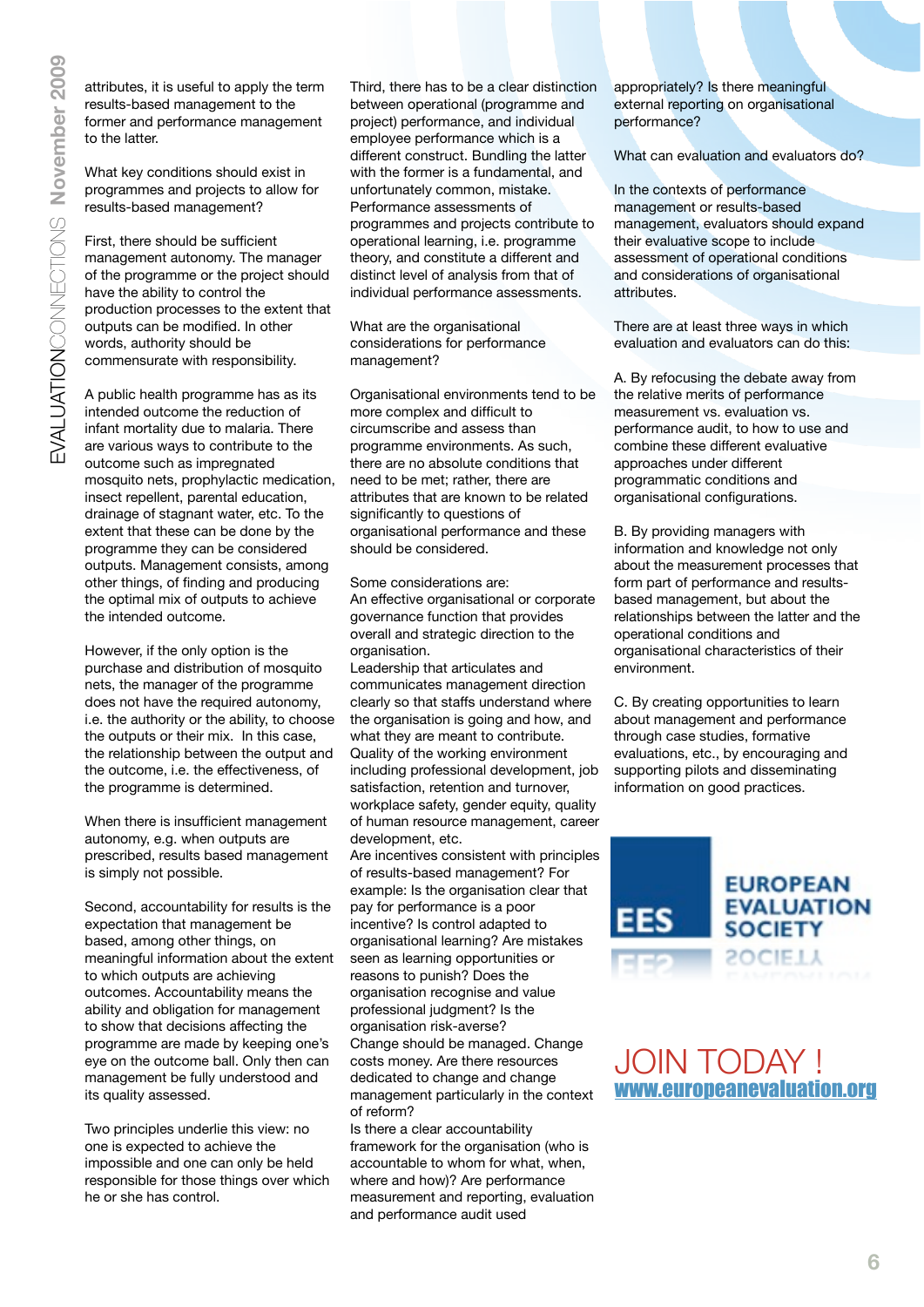attributes, it is useful to apply the term results-based management to the former and performance management to the latter.

What key conditions should exist in programmes and projects to allow for results-based management?

First, there should be sufficient management autonomy. The manager of the programme or the project should have the ability to control the production processes to the extent that outputs can be modified. In other words, authority should be commensurate with responsibility.

A public health programme has as its intended outcome the reduction of infant mortality due to malaria. There are various ways to contribute to the outcome such as impregnated mosquito nets, prophylactic medication, insect repellent, parental education, drainage of stagnant water, etc. To the extent that these can be done by the programme they can be considered outputs. Management consists, among other things, of finding and producing the optimal mix of outputs to achieve the intended outcome.

However, if the only option is the purchase and distribution of mosquito nets, the manager of the programme does not have the required autonomy, i.e. the authority or the ability, to choose the outputs or their mix. In this case, the relationship between the output and the outcome, i.e. the effectiveness, of the programme is determined.

When there is insufficient management autonomy, e.g. when outputs are prescribed, results based management is simply not possible.

Second, accountability for results is the expectation that management be based, among other things, on meaningful information about the extent to which outputs are achieving outcomes. Accountability means the ability and obligation for management to show that decisions affecting the programme are made by keeping one's eye on the outcome ball. Only then can management be fully understood and its quality assessed.

Two principles underlie this view: no one is expected to achieve the impossible and one can only be held responsible for those things over which he or she has control.

Third, there has to be a clear distinction between operational (programme and project) performance, and individual employee performance which is a different construct. Bundling the latter with the former is a fundamental, and unfortunately common, mistake. Performance assessments of programmes and projects contribute to operational learning, i.e. programme theory, and constitute a different and distinct level of analysis from that of individual performance assessments.

What are the organisational considerations for performance management?

Organisational environments tend to be more complex and difficult to circumscribe and assess than programme environments. As such, there are no absolute conditions that need to be met; rather, there are attributes that are known to be related significantly to questions of organisational performance and these should be considered.

Some considerations are:
An effective organisational or corporate governance function that provides overall and strategic direction to the organisation.
Leadership that articulates and communicates management direction clearly so that staffs understand where the organisation is going and how, and what they are meant to contribute.
Quality of the working environment including professional development, job satisfaction, retention and turnover, workplace safety, gender equity, quality of human resource management, career development, etc.
Are incentives consistent with principles of results-based management? For example: Is the organisation clear that pay for performance is a poor incentive? Is control adapted to organisational learning? Are mistakes seen as learning opportunities or reasons to punish? Does the organisation recognise and value professional judgment? Is the organisation risk-averse?
Change should be managed. Change costs money. Are there resources dedicated to change and change management particularly in the context of reform?
Is there a clear accountability framework for the organisation (who is accountable to whom for what, when, where and how)? Are performance measurement and reporting, evaluation and performance audit used appropriately? Is there meaningful external reporting on organisational performance?

What can evaluation and evaluators do?

In the contexts of performance management or results-based management, evaluators should expand their evaluative scope to include assessment of operational conditions and considerations of organisational attributes.

There are at least three ways in which evaluation and evaluators can do this:

A. By refocusing the debate away from the relative merits of performance measurement vs. evaluation vs. performance audit, to how to use and combine these different evaluative approaches under different programmatic conditions and organisational configurations.

B. By providing managers with information and knowledge not only about the measurement processes that form part of performance and results-based management, but about the relationships between the latter and the operational conditions and organisational characteristics of their environment.

C. By creating opportunities to learn about management and performance through case studies, formative evaluations, etc., by encouraging and supporting pilots and disseminating information on good practices.

EES EUROPEAN EVALUATION SOCIETY

JOIN TODAY !
www.europeanevaluation.org